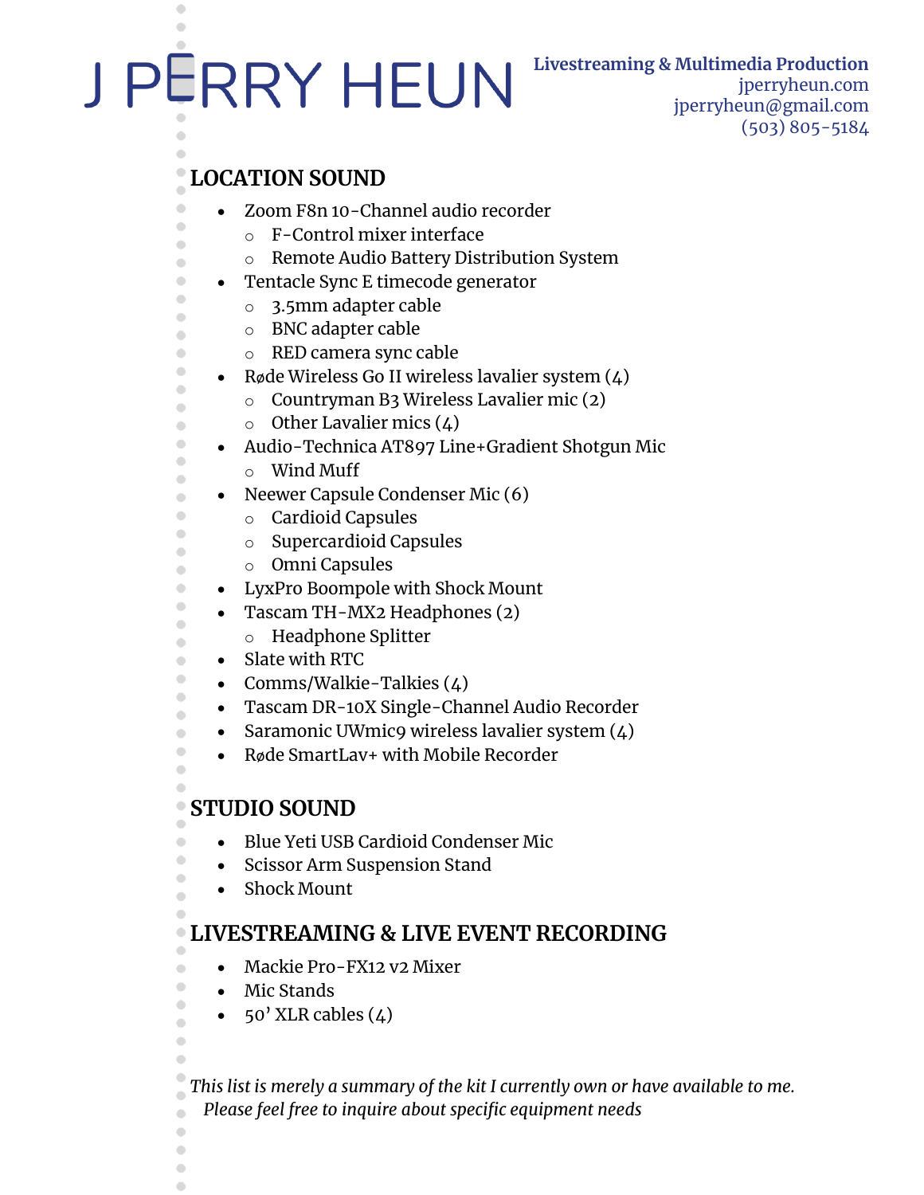# J PERRY HEUN

**Livestreaming & Multimedia Production**
jperryheun.com
jperryheun@gmail.com
(503) 805-5184

## LOCATION SOUND

- Zoom F8n 10-Channel audio recorder
  - F-Control mixer interface
  - Remote Audio Battery Distribution System
- Tentacle Sync E timecode generator
  - 3.5mm adapter cable
  - BNC adapter cable
  - RED camera sync cable
- Røde Wireless Go II wireless lavalier system (4)
  - Countryman B3 Wireless Lavalier mic (2)
  - Other Lavalier mics (4)
- Audio-Technica AT897 Line+Gradient Shotgun Mic
  - Wind Muff
- Neewer Capsule Condenser Mic (6)
  - Cardioid Capsules
  - Supercardioid Capsules
  - Omni Capsules
- LyxPro Boompole with Shock Mount
- Tascam TH-MX2 Headphones (2)
  - Headphone Splitter
- Slate with RTC
- Comms/Walkie-Talkies (4)
- Tascam DR-10X Single-Channel Audio Recorder
- Saramonic UWmic9 wireless lavalier system (4)
- Røde SmartLav+ with Mobile Recorder

## STUDIO SOUND

- Blue Yeti USB Cardioid Condenser Mic
- Scissor Arm Suspension Stand
- Shock Mount

## LIVESTREAMING & LIVE EVENT RECORDING

- Mackie Pro-FX12 v2 Mixer
- Mic Stands
- 50' XLR cables (4)

*This list is merely a summary of the kit I currently own or have available to me. Please feel free to inquire about specific equipment needs*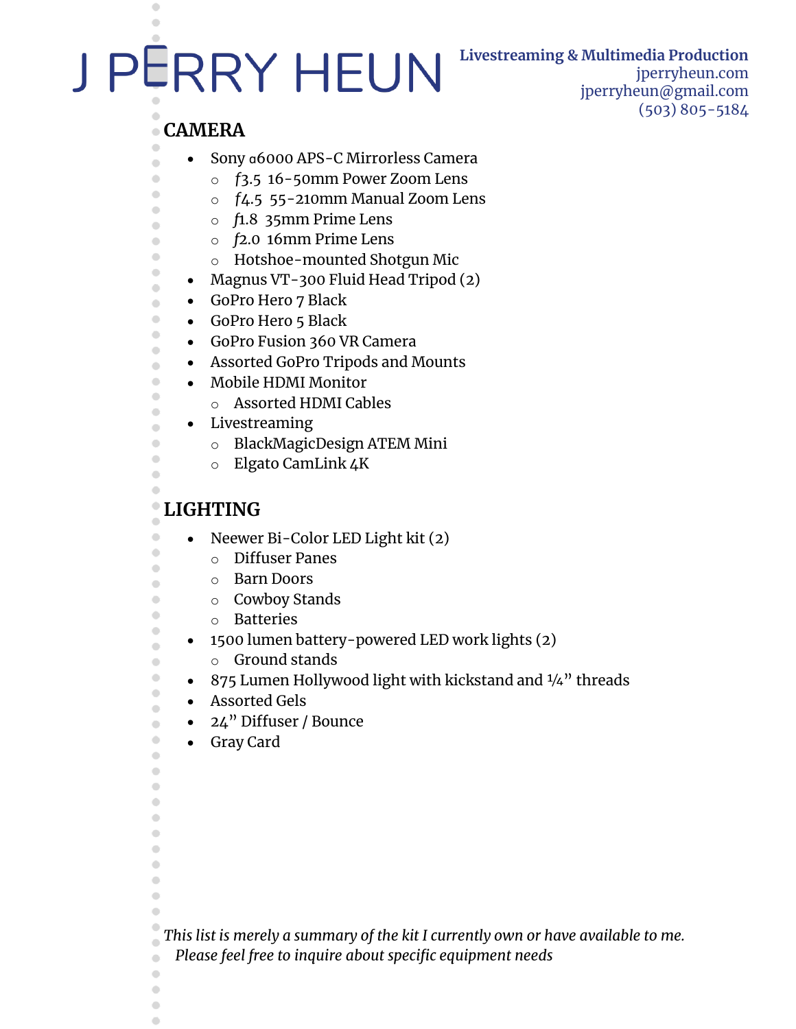# J PERRY HEUN

**Livestreaming & Multimedia Production**
jperryheun.com
jperryheun@gmail.com
(503) 805-5184

## CAMERA

- Sony ɑ6000 APS-C Mirrorless Camera
  - *f*3.5 16-50mm Power Zoom Lens
  - *f*4.5 55-210mm Manual Zoom Lens
  - *f*1.8 35mm Prime Lens
  - *f*2.0 16mm Prime Lens
  - Hotshoe-mounted Shotgun Mic
- Magnus VT-300 Fluid Head Tripod (2)
- GoPro Hero 7 Black
- GoPro Hero 5 Black
- GoPro Fusion 360 VR Camera
- Assorted GoPro Tripods and Mounts
- Mobile HDMI Monitor
  - Assorted HDMI Cables
- Livestreaming
  - BlackMagicDesign ATEM Mini
  - Elgato CamLink 4K

## LIGHTING

- Neewer Bi-Color LED Light kit (2)
  - Diffuser Panes
  - Barn Doors
  - Cowboy Stands
  - Batteries
- 1500 lumen battery-powered LED work lights (2)
  - Ground stands
- 875 Lumen Hollywood light with kickstand and ¼" threads
- Assorted Gels
- 24" Diffuser / Bounce
- Gray Card

*This list is merely a summary of the kit I currently own or have available to me. Please feel free to inquire about specific equipment needs*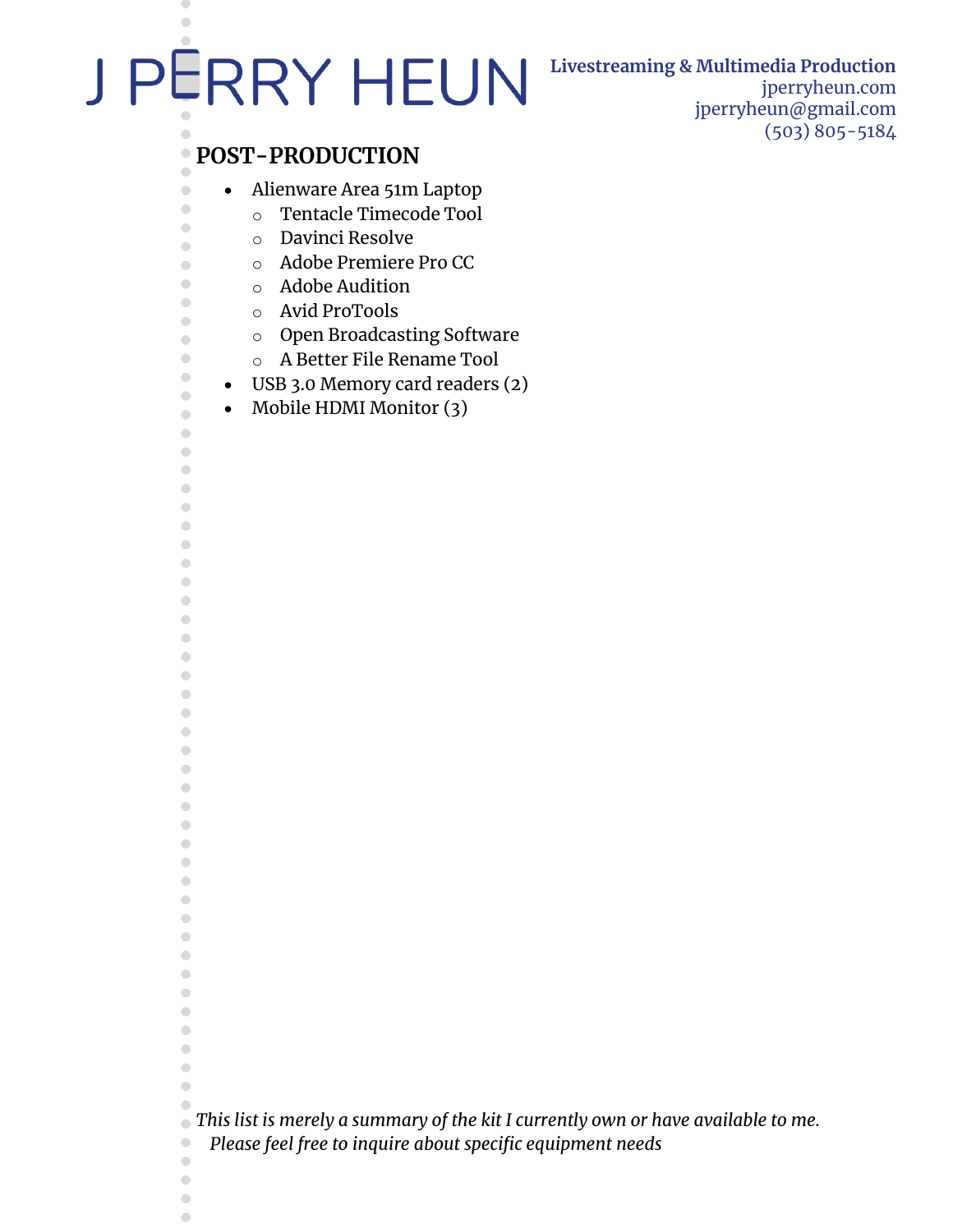## POST-PRODUCTION

- Alienware Area 51m Laptop
  - Tentacle Timecode Tool
  - Davinci Resolve
  - Adobe Premiere Pro CC
  - Adobe Audition
  - Avid ProTools
  - Open Broadcasting Software
  - A Better File Rename Tool
- USB 3.0 Memory card readers (2)
- Mobile HDMI Monitor (3)

*This list is merely a summary of the kit I currently own or have available to me. Please feel free to inquire about specific equipment needs*